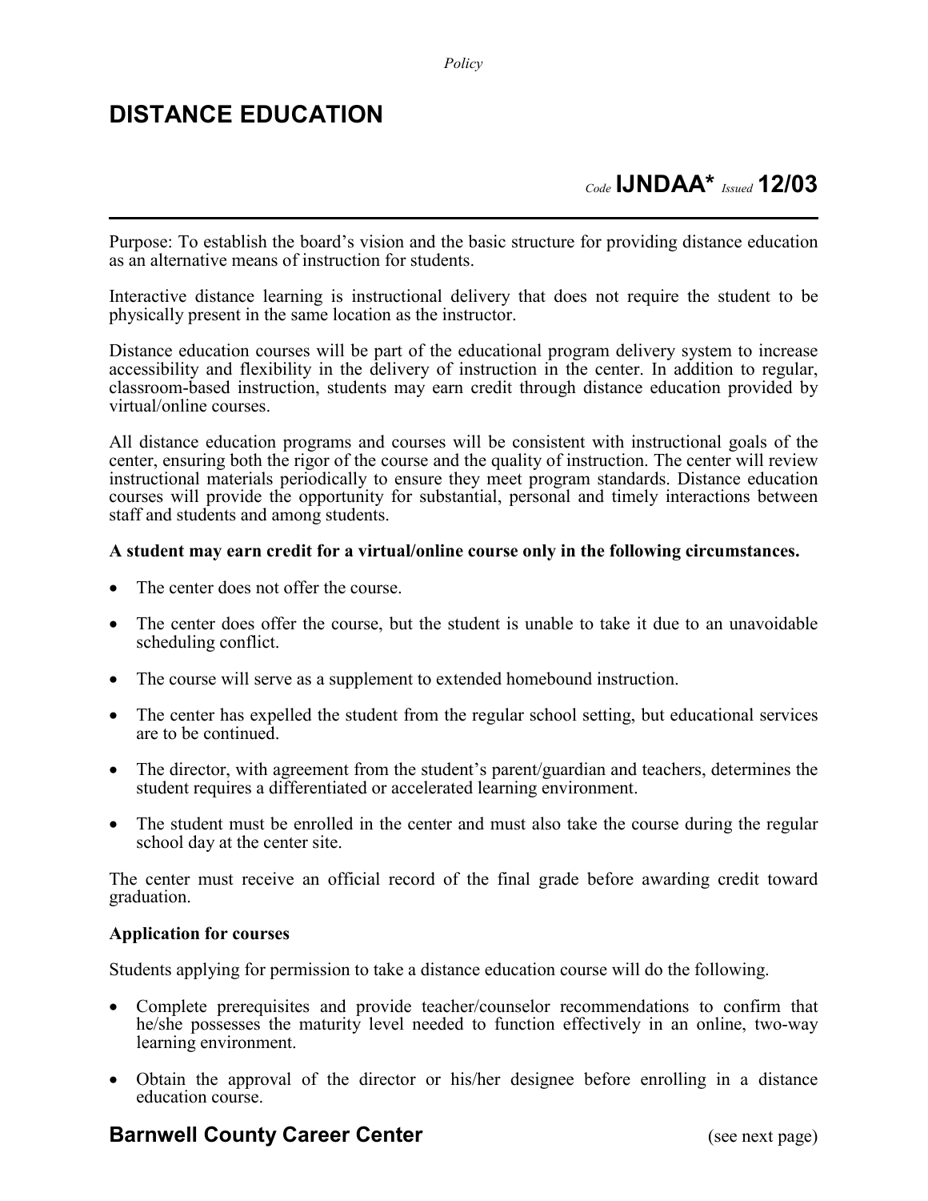*Policy*

# DISTANCE EDUCATION

*Code* **IJNDAA*** *Issued* **12/03**

---

Purpose: To establish the board's vision and the basic structure for providing distance education as an alternative means of instruction for students.

Interactive distance learning is instructional delivery that does not require the student to be physically present in the same location as the instructor.

Distance education courses will be part of the educational program delivery system to increase accessibility and flexibility in the delivery of instruction in the center. In addition to regular, classroom-based instruction, students may earn credit through distance education provided by virtual/online courses.

All distance education programs and courses will be consistent with instructional goals of the center, ensuring both the rigor of the course and the quality of instruction. The center will review instructional materials periodically to ensure they meet program standards. Distance education courses will provide the opportunity for substantial, personal and timely interactions between staff and students and among students.

**A student may earn credit for a virtual/online course only in the following circumstances.**

- The center does not offer the course.
- The center does offer the course, but the student is unable to take it due to an unavoidable scheduling conflict.
- The course will serve as a supplement to extended homebound instruction.
- The center has expelled the student from the regular school setting, but educational services are to be continued.
- The director, with agreement from the student's parent/guardian and teachers, determines the student requires a differentiated or accelerated learning environment.
- The student must be enrolled in the center and must also take the course during the regular school day at the center site.

The center must receive an official record of the final grade before awarding credit toward graduation.

**Application for courses**

Students applying for permission to take a distance education course will do the following.

- Complete prerequisites and provide teacher/counselor recommendations to confirm that he/she possesses the maturity level needed to function effectively in an online, two-way learning environment.
- Obtain the approval of the director or his/her designee before enrolling in a distance education course.

**Barnwell County Career Center** (see next page)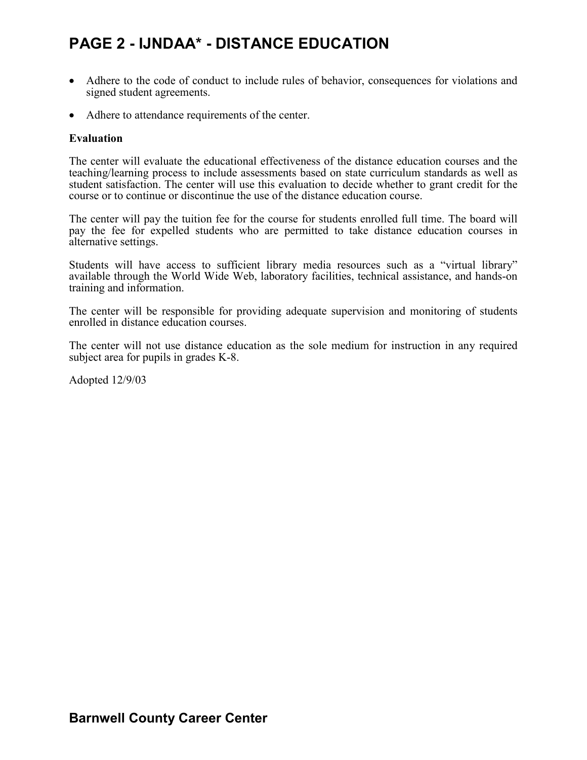- Adhere to the code of conduct to include rules of behavior, consequences for violations and signed student agreements.
- Adhere to attendance requirements of the center.

**Evaluation**

The center will evaluate the educational effectiveness of the distance education courses and the teaching/learning process to include assessments based on state curriculum standards as well as student satisfaction. The center will use this evaluation to decide whether to grant credit for the course or to continue or discontinue the use of the distance education course.

The center will pay the tuition fee for the course for students enrolled full time. The board will pay the fee for expelled students who are permitted to take distance education courses in alternative settings.

Students will have access to sufficient library media resources such as a "virtual library" available through the World Wide Web, laboratory facilities, technical assistance, and hands-on training and information.

The center will be responsible for providing adequate supervision and monitoring of students enrolled in distance education courses.

The center will not use distance education as the sole medium for instruction in any required subject area for pupils in grades K-8.

Adopted 12/9/03